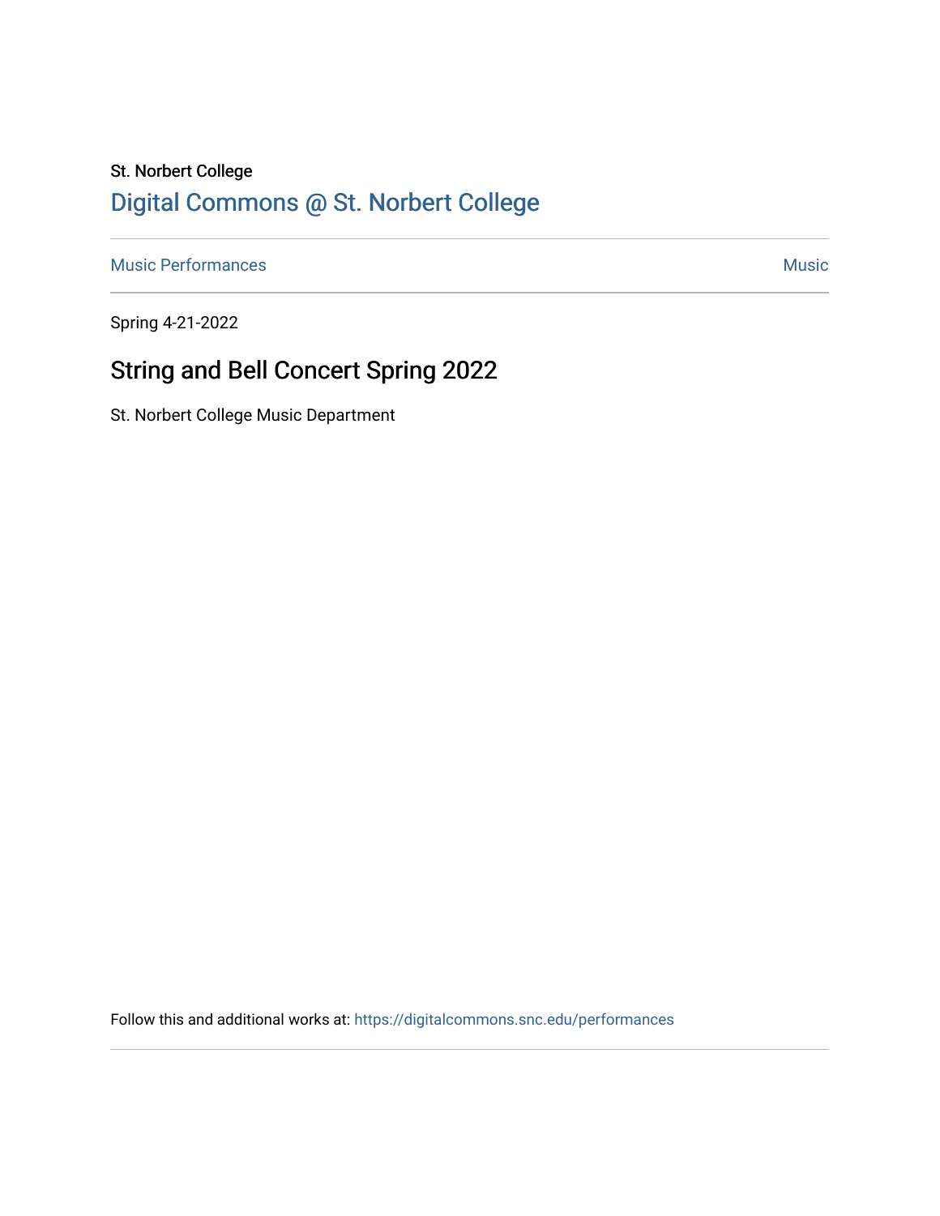St. Norbert College

[Digital Commons @ St. Norbert College](https://digitalcommons.snc.edu)

---

[Music Performances](https://digitalcommons.snc.edu/performances) | [Music](https://digitalcommons.snc.edu/music)

---

Spring 4-21-2022

# String and Bell Concert Spring 2022

St. Norbert College Music Department

Follow this and additional works at: https://digitalcommons.snc.edu/performances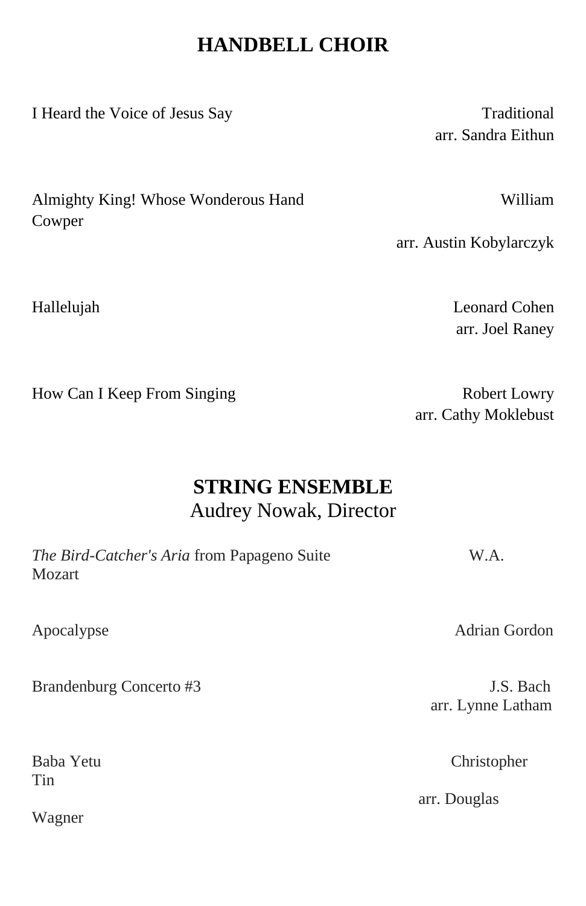## HANDBELL CHOIR

| | |
|---|---|
| I Heard the Voice of Jesus Say | Traditional<br>arr. Sandra Eithun |
| Almighty King! Whose Wonderous Hand | William Cowper<br>arr. Austin Kobylarczyk |
| Hallelujah | Leonard Cohen<br>arr. Joel Raney |
| How Can I Keep From Singing | Robert Lowry<br>arr. Cathy Moklebust |

## STRING ENSEMBLE

Audrey Nowak, Director

| | |
|---|---|
| *The Bird-Catcher's Aria* from Papageno Suite | W.A. Mozart |
| Apocalypse | Adrian Gordon |
| Brandenburg Concerto #3 | J.S. Bach<br>arr. Lynne Latham |
| Baba Yetu | Christopher Tin<br>arr. Douglas Wagner |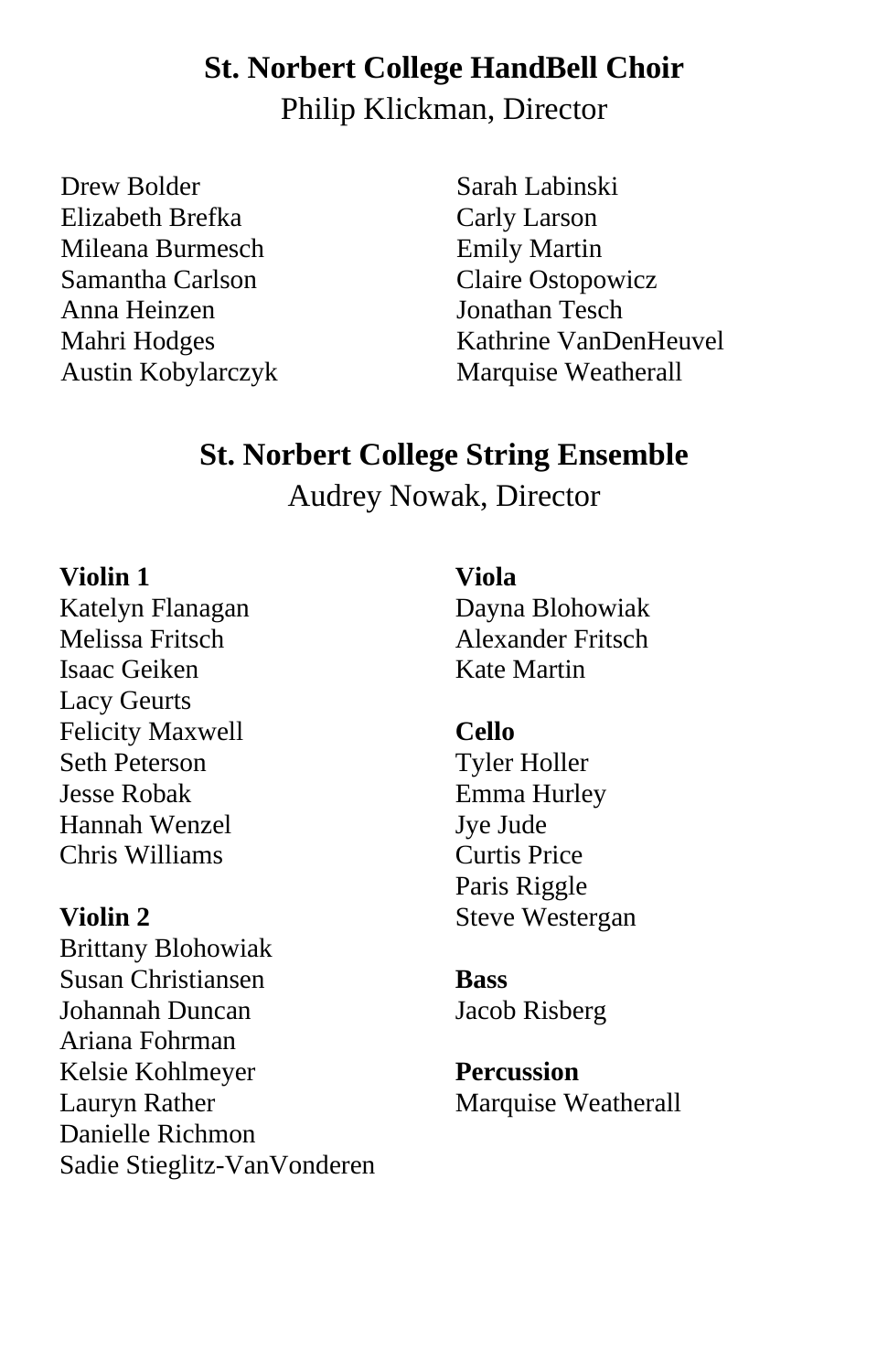## St. Norbert College HandBell Choir

Philip Klickman, Director

Drew Bolder
Elizabeth Brefka
Mileana Burmesch
Samantha Carlson
Anna Heinzen
Mahri Hodges
Austin Kobylarczyk
Sarah Labinski
Carly Larson
Emily Martin
Claire Ostopowicz
Jonathan Tesch
Kathrine VanDenHeuvel
Marquise Weatherall

## St. Norbert College String Ensemble

Audrey Nowak, Director

**Violin 1**
Katelyn Flanagan
Melissa Fritsch
Isaac Geiken
Lacy Geurts
Felicity Maxwell
Seth Peterson
Jesse Robak
Hannah Wenzel
Chris Williams

**Violin 2**
Brittany Blohowiak
Susan Christiansen
Johannah Duncan
Ariana Fohrman
Kelsie Kohlmeyer
Lauryn Rather
Danielle Richmon
Sadie Stieglitz-VanVonderen

**Viola**
Dayna Blohowiak
Alexander Fritsch
Kate Martin

**Cello**
Tyler Holler
Emma Hurley
Jye Jude
Curtis Price
Paris Riggle
Steve Westergan

**Bass**
Jacob Risberg

**Percussion**
Marquise Weatherall